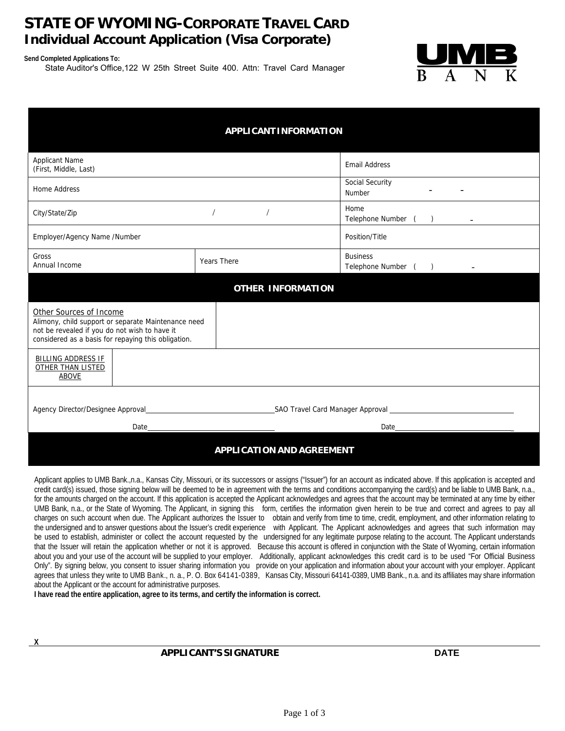# STATE OF WYOMING-CORPORATE TRAVEL CARD
## Individual Account Application (Visa Corporate)

**Send Completed Applications To:**
State Auditor's Office,122 W 25th Street Suite 400. Attn: Travel Card Manager

UMB BANK

### APPLICANT INFORMATION

| | | |
|---|---|---|
| Applicant Name (First, Middle, Last) | | Email Address |
| Home Address | | Social Security Number - - |
| City/State/Zip / / | | Home Telephone Number ( ) - |
| Employer/Agency Name /Number | | Position/Title |
| Gross Annual Income | Years There | Business Telephone Number ( ) - |

### OTHER INFORMATION

| | |
|---|---|
| Other Sources of Income<br>Alimony, child support or separate Maintenance need not be revealed if you do not wish to have it considered as a basis for repaying this obligation. | |
| BILLING ADDRESS IF OTHER THAN LISTED ABOVE | |

Agency Director/Designee Approval\_\_\_\_\_\_\_\_\_\_\_\_\_\_\_\_ SAO Travel Card Manager Approval \_\_\_\_\_\_\_\_\_\_\_\_\_\_\_\_

Date\_\_\_\_\_\_\_\_\_\_\_\_\_\_\_\_ Date\_\_\_\_\_\_\_\_\_\_\_\_\_\_\_\_

### APPLICATION AND AGREEMENT

Applicant applies to UMB Bank.,n.a., Kansas City, Missouri, or its successors or assigns ("Issuer") for an account as indicated above. If this application is accepted and credit card(s) issued, those signing below will be deemed to be in agreement with the terms and conditions accompanying the card(s) and be liable to UMB Bank, n.a., for the amounts charged on the account. If this application is accepted the Applicant acknowledges and agrees that the account may be terminated at any time by either UMB Bank, n.a., or the State of Wyoming. The Applicant, in signing this form, certifies the information given herein to be true and correct and agrees to pay all charges on such account when due. The Applicant authorizes the Issuer to obtain and verify from time to time, credit, employment, and other information relating to the undersigned and to answer questions about the Issuer's credit experience with Applicant. The Applicant acknowledges and agrees that such information may be used to establish, administer or collect the account requested by the undersigned for any legitimate purpose relating to the account. The Applicant understands that the Issuer will retain the application whether or not it is approved. Because this account is offered in conjunction with the State of Wyoming, certain information about you and your use of the account will be supplied to your employer. Additionally, applicant acknowledges this credit card is to be used "For Official Business Only". By signing below, you consent to issuer sharing information you provide on your application and information about your account with your employer. Applicant agrees that unless they write to UMB Bank., n. a., P. O. Box 64141-0389, Kansas City, Missouri 64141-0389, UMB Bank., n.a. and its affiliates may share information about the Applicant or the account for administrative purposes.

**I have read the entire application, agree to its terms, and certify the information is correct.**

X\_\_\_\_\_\_\_\_\_\_\_\_\_\_\_\_\_\_\_\_\_\_\_\_\_\_\_\_\_\_\_\_

**APPLICANT'S SIGNATURE** **DATE**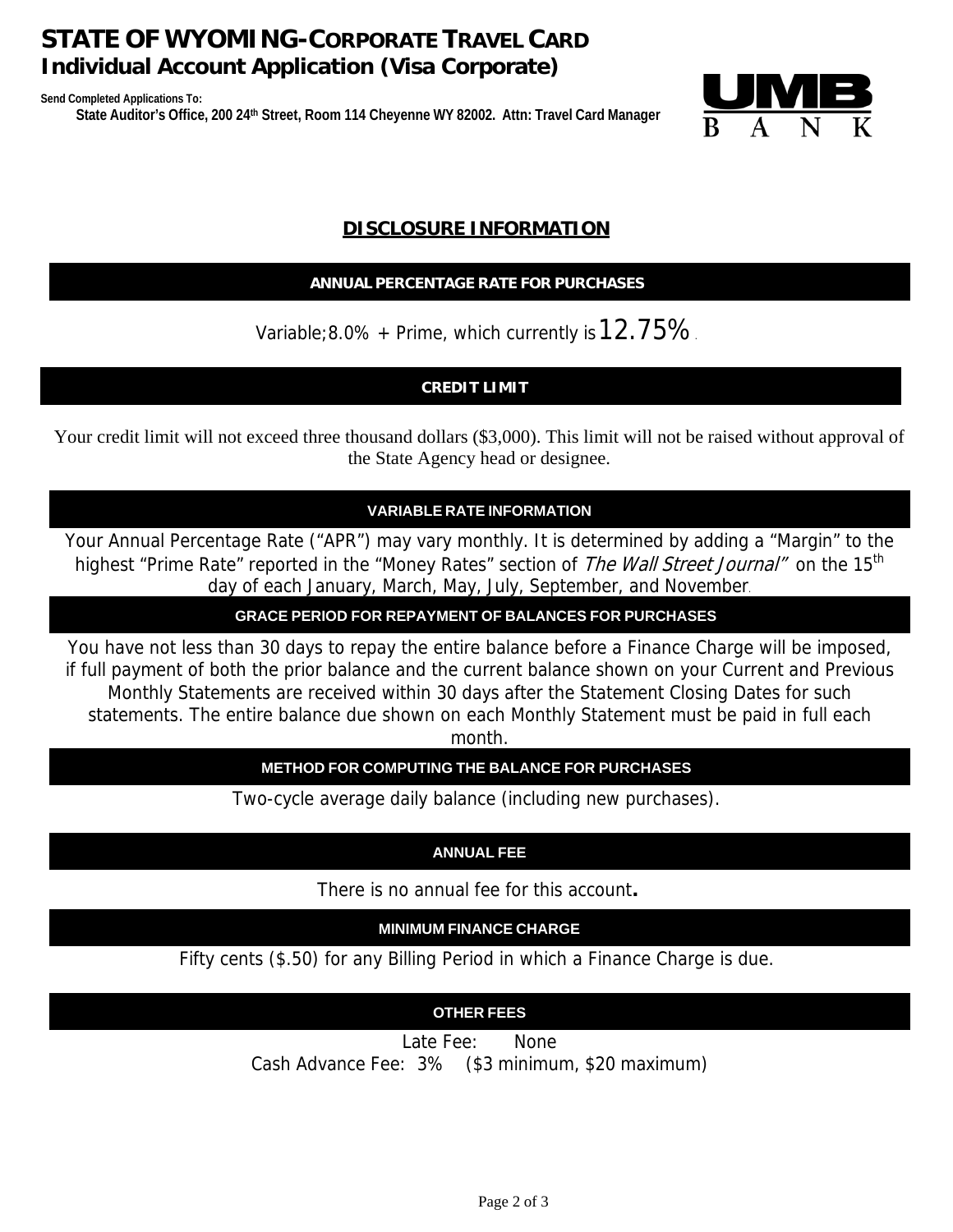# STATE OF WYOMING-CORPORATE TRAVEL CARD
## Individual Account Application (Visa Corporate)

**Send Completed Applications To:**
**State Auditor's Office, 200 24th Street, Room 114 Cheyenne WY 82002. Attn: Travel Card Manager**

UMB BANK

## DISCLOSURE INFORMATION

### ANNUAL PERCENTAGE RATE FOR PURCHASES

Variable; 8.0% + Prime, which currently is 12.75%.

### CREDIT LIMIT

Your credit limit will not exceed three thousand dollars ($3,000). This limit will not be raised without approval of the State Agency head or designee.

### VARIABLE RATE INFORMATION

Your Annual Percentage Rate ("APR") may vary monthly. It is determined by adding a "Margin" to the highest "Prime Rate" reported in the "Money Rates" section of *The Wall Street Journal"* on the 15th day of each January, March, May, July, September, and November.

### GRACE PERIOD FOR REPAYMENT OF BALANCES FOR PURCHASES

You have not less than 30 days to repay the entire balance before a Finance Charge will be imposed, if full payment of both the prior balance and the current balance shown on your Current and Previous Monthly Statements are received within 30 days after the Statement Closing Dates for such statements. The entire balance due shown on each Monthly Statement must be paid in full each month.

### METHOD FOR COMPUTING THE BALANCE FOR PURCHASES

Two-cycle average daily balance (including new purchases).

### ANNUAL FEE

There is no annual fee for this account**.**

### MINIMUM FINANCE CHARGE

Fifty cents ($.50) for any Billing Period in which a Finance Charge is due.

### OTHER FEES

Late Fee: None
Cash Advance Fee: 3% ($3 minimum, $20 maximum)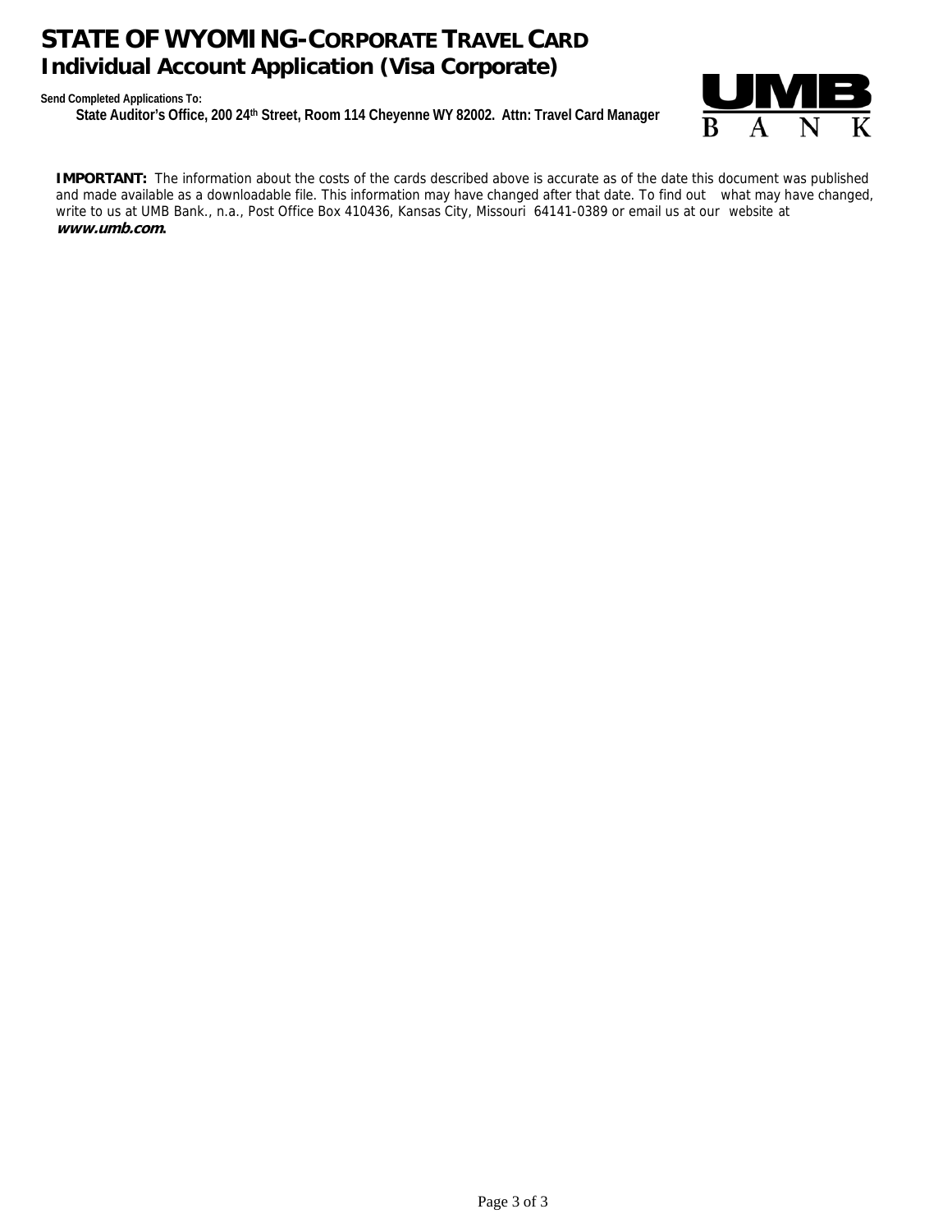# STATE OF WYOMING-CORPORATE TRAVEL CARD

## Individual Account Application (Visa Corporate)

**Send Completed Applications To:**

**State Auditor's Office, 200 24th Street, Room 114 Cheyenne WY 82002. Attn: Travel Card Manager**

UMB BANK

**IMPORTANT:** The information about the costs of the cards described above is accurate as of the date this document was published and made available as a downloadable file. This information may have changed after that date. To find out what may have changed, write to us at UMB Bank., n.a., Post Office Box 410436, Kansas City, Missouri 64141-0389 or email us at our website at ***www.umb.com***.